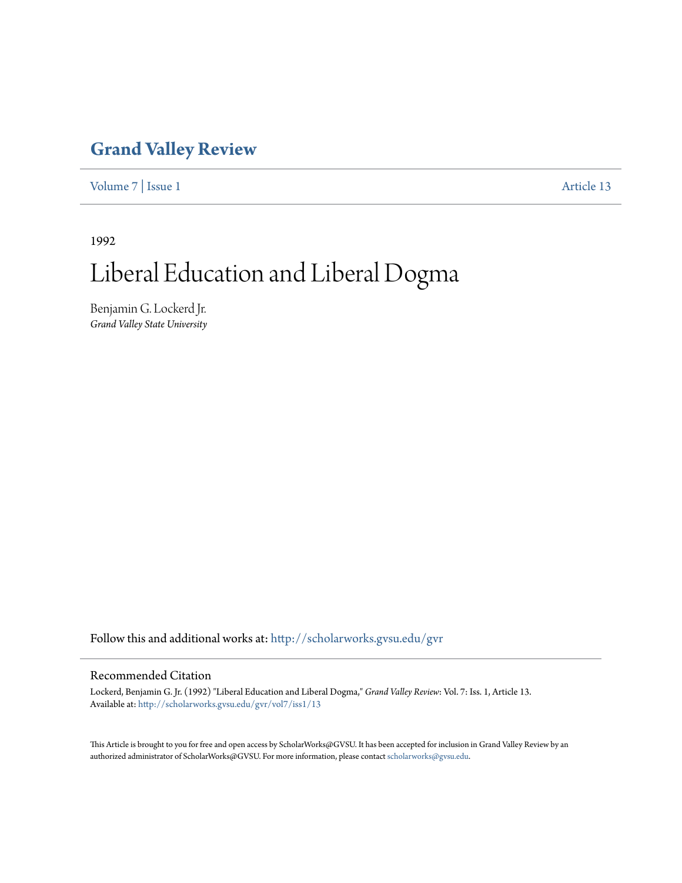# Grand Valley Review

Volume 7 | Issue 1 Article 13

1992

# Liberal Education and Liberal Dogma

Benjamin G. Lockerd Jr.
*Grand Valley State University*

Follow this and additional works at: http://scholarworks.gvsu.edu/gvr

## Recommended Citation

Lockerd, Benjamin G. Jr. (1992) "Liberal Education and Liberal Dogma," *Grand Valley Review*: Vol. 7: Iss. 1, Article 13.
Available at: http://scholarworks.gvsu.edu/gvr/vol7/iss1/13

This Article is brought to you for free and open access by ScholarWorks@GVSU. It has been accepted for inclusion in Grand Valley Review by an authorized administrator of ScholarWorks@GVSU. For more information, please contact scholarworks@gvsu.edu.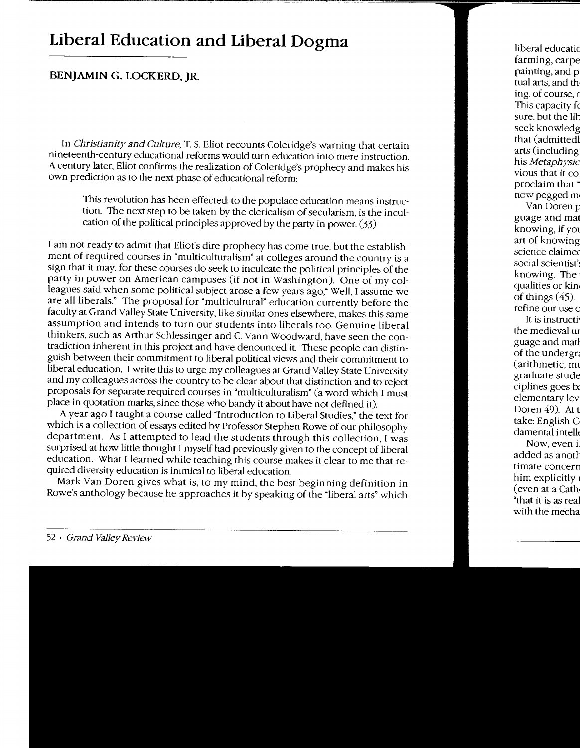# Liberal Education and Liberal Dogma

## BENJAMIN G. LOCKERD, JR.

In *Christianity and Culture*, T. S. Eliot recounts Coleridge's warning that certain nineteenth-century educational reforms would turn education into mere instruction. A century later, Eliot confirms the realization of Coleridge's prophecy and makes his own prediction as to the next phase of educational reform:

> This revolution has been effected: to the populace education means instruction. The next step to be taken by the clericalism of secularism, is the inculcation of the political principles approved by the party in power. (33)

I am not ready to admit that Eliot's dire prophecy has come true, but the establishment of required courses in "multiculturalism" at colleges around the country is a sign that it may, for these courses do seek to inculcate the political principles of the party in power on American campuses (if not in Washington). One of my colleagues said when some political subject arose a few years ago," Well, I assume we are all liberals." The proposal for "multicultural" education currently before the faculty at Grand Valley State University, like similar ones elsewhere, makes this same assumption and intends to turn our students into liberals too. Genuine liberal thinkers, such as Arthur Schlessinger and C. Vann Woodward, have seen the contradiction inherent in this project and have denounced it. These people can distinguish between their commitment to liberal political views and their commitment to liberal education. I write this to urge my colleagues at Grand Valley State University and my colleagues across the country to be clear about that distinction and to reject proposals for separate required courses in "multiculturalism" (a word which I must place in quotation marks, since those who bandy it about have not defined it).

A year ago I taught a course called "Introduction to Liberal Studies," the text for which is a collection of essays edited by Professor Stephen Rowe of our philosophy department. As I attempted to lead the students through this collection, I was surprised at how little thought I myself had previously given to the concept of liberal education. What I learned while teaching this course makes it clear to me that required diversity education is inimical to liberal education.

Mark Van Doren gives what is, to my mind, the best beginning definition in Rowe's anthology because he approaches it by speaking of the "liberal arts" which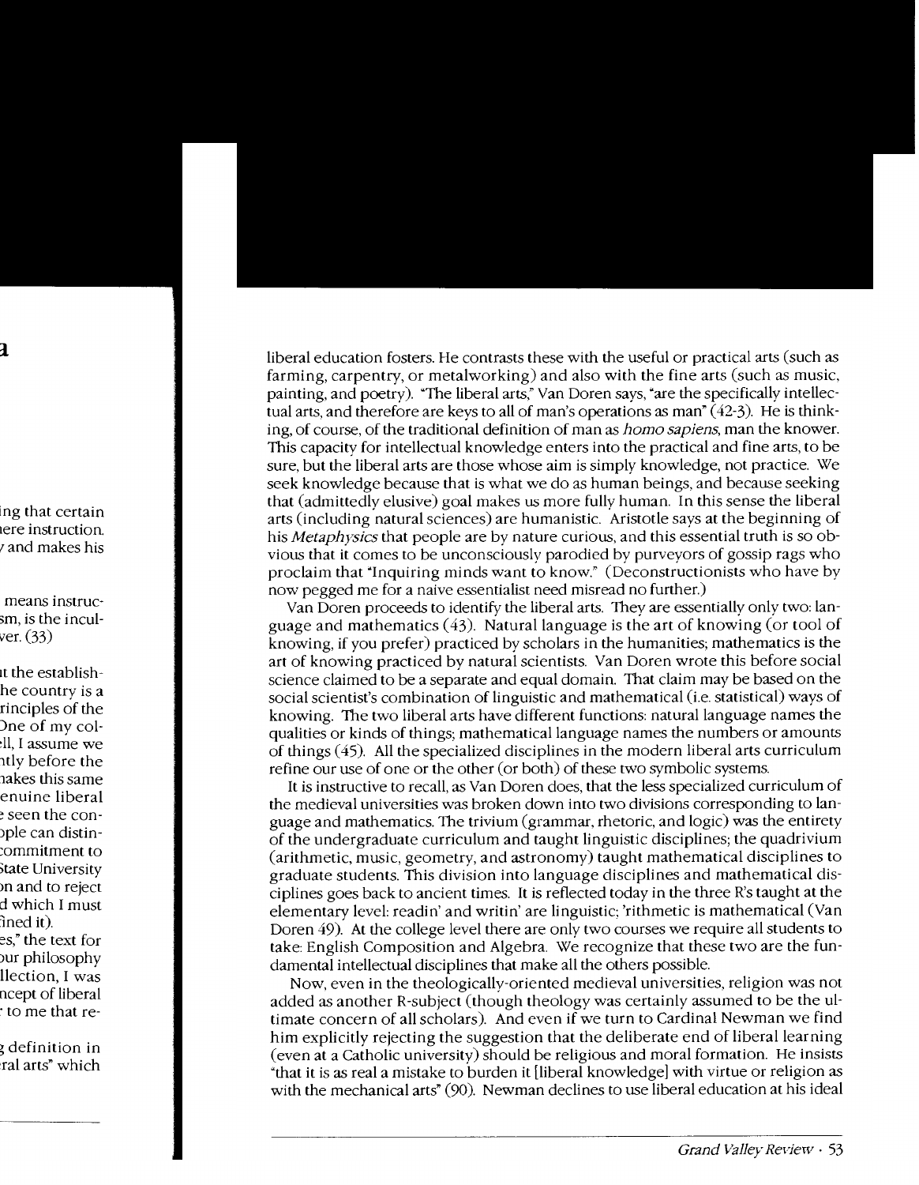liberal education fosters. He contrasts these with the useful or practical arts (such as farming, carpentry, or metalworking) and also with the fine arts (such as music, painting, and poetry). "The liberal arts," Van Doren says, "are the specifically intellectual arts, and therefore are keys to all of man's operations as man" (42-3). He is thinking, of course, of the traditional definition of man as *homo sapiens*, man the knower. This capacity for intellectual knowledge enters into the practical and fine arts, to be sure, but the liberal arts are those whose aim is simply knowledge, not practice. We seek knowledge because that is what we do as human beings, and because seeking that (admittedly elusive) goal makes us more fully human. In this sense the liberal arts (including natural sciences) are humanistic. Aristotle says at the beginning of his *Metaphysics* that people are by nature curious, and this essential truth is so obvious that it comes to be unconsciously parodied by purveyors of gossip rags who proclaim that "Inquiring minds want to know." (Deconstructionists who have by now pegged me for a naive essentialist need misread no further.)

Van Doren proceeds to identify the liberal arts. They are essentially only two: language and mathematics (43). Natural language is the art of knowing (or tool of knowing, if you prefer) practiced by scholars in the humanities; mathematics is the art of knowing practiced by natural scientists. Van Doren wrote this before social science claimed to be a separate and equal domain. That claim may be based on the social scientist's combination of linguistic and mathematical (i.e. statistical) ways of knowing. The two liberal arts have different functions: natural language names the qualities or kinds of things; mathematical language names the numbers or amounts of things (45). All the specialized disciplines in the modern liberal arts curriculum refine our use of one or the other (or both) of these two symbolic systems.

It is instructive to recall, as Van Doren does, that the less specialized curriculum of the medieval universities was broken down into two divisions corresponding to language and mathematics. The trivium (grammar, rhetoric, and logic) was the entirety of the undergraduate curriculum and taught linguistic disciplines; the quadrivium (arithmetic, music, geometry, and astronomy) taught mathematical disciplines to graduate students. This division into language disciplines and mathematical disciplines goes back to ancient times. It is reflected today in the three R's taught at the elementary level: readin' and writin' are linguistic; 'rithmetic is mathematical (Van Doren 49). At the college level there are only two courses we require all students to take: English Composition and Algebra. We recognize that these two are the fundamental intellectual disciplines that make all the others possible.

Now, even in the theologically-oriented medieval universities, religion was not added as another R-subject (though theology was certainly assumed to be the ultimate concern of all scholars). And even if we turn to Cardinal Newman we find him explicitly rejecting the suggestion that the deliberate end of liberal learning (even at a Catholic university) should be religious and moral formation. He insists "that it is as real a mistake to burden it [liberal knowledge] with virtue or religion as with the mechanical arts" (90). Newman declines to use liberal education at his ideal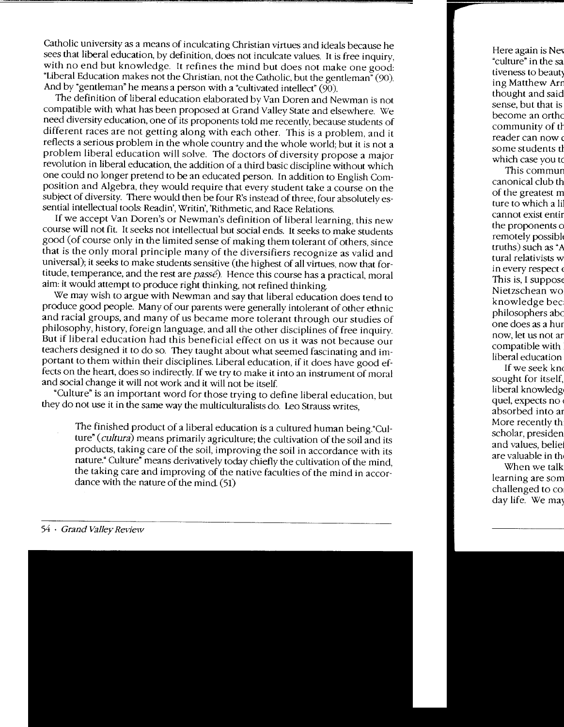Catholic university as a means of inculcating Christian virtues and ideals because he sees that liberal education, by definition, does not inculcate values. It is free inquiry, with no end but knowledge. It refines the mind but does not make one good: "Liberal Education makes not the Christian, not the Catholic, but the gentleman" (90). And by "gentleman" he means a person with a "cultivated intellect" (90).

The definition of liberal education elaborated by Van Doren and Newman is not compatible with what has been proposed at Grand Valley State and elsewhere. We need diversity education, one of its proponents told me recently, because students of different races are not getting along with each other. This is a problem, and it reflects a serious problem in the whole country and the whole world; but it is not a problem liberal education will solve. The doctors of diversity propose a major revolution in liberal education, the addition of a third basic discipline without which one could no longer pretend to be an educated person. In addition to English Composition and Algebra, they would require that every student take a course on the subject of diversity. There would then be four R's instead of three, four absolutely essential intellectual tools: Readin', Writin', 'Rithmetic, and Race Relations.

If we accept Van Doren's or Newman's definition of liberal learning, this new course will not fit. It seeks not intellectual but social ends. It seeks to make students good (of course only in the limited sense of making them tolerant of others, since that is the only moral principle many of the diversifiers recognize as valid and universal); it seeks to make students sensitive (the highest of all virtues, now that fortitude, temperance, and the rest are *passé*). Hence this course has a practical, moral aim: it would attempt to produce right thinking, not refined thinking.

We may wish to argue with Newman and say that liberal education does tend to produce good people. Many of our parents were generally intolerant of other ethnic and racial groups, and many of us became more tolerant through our studies of philosophy, history, foreign language, and all the other disciplines of free inquiry. But if liberal education had this beneficial effect on us it was not because our teachers designed it to do so. They taught about what seemed fascinating and important to them within their disciplines. Liberal education, if it does have good effects on the heart, does so indirectly. If we try to make it into an instrument of moral and social change it will not work and it will not be itself.

"Culture" is an important word for those trying to define liberal education, but they do not use it in the same way the multiculturalists do. Leo Strauss writes,

> The finished product of a liberal education is a cultured human being."Culture" (*cultura*) means primarily agriculture; the cultivation of the soil and its products, taking care of the soil, improving the soil in accordance with its nature." Culture" means derivatively today chiefly the cultivation of the mind, the taking care and improving of the native faculties of the mind in accordance with the nature of the mind. (51)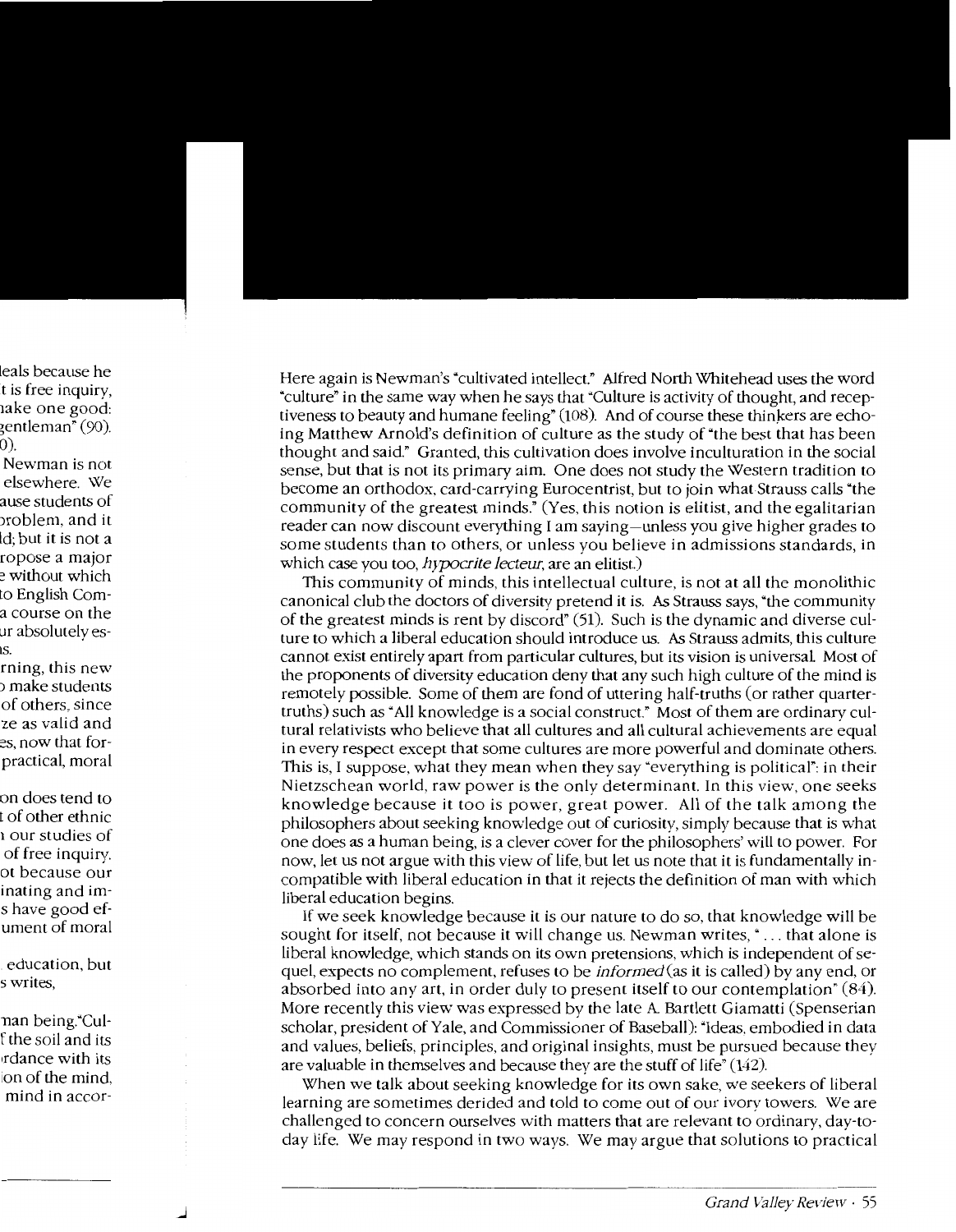Here again is Newman's "cultivated intellect." Alfred North Whitehead uses the word "culture" in the same way when he says that "Culture is activity of thought, and receptiveness to beauty and humane feeling" (108). And of course these thinkers are echoing Matthew Arnold's definition of culture as the study of "the best that has been thought and said." Granted, this cultivation does involve inculturation in the social sense, but that is not its primary aim. One does not study the Western tradition to become an orthodox, card-carrying Eurocentrist, but to join what Strauss calls "the community of the greatest minds." (Yes, this notion is elitist, and the egalitarian reader can now discount everything I am saying—unless you give higher grades to some students than to others, or unless you believe in admissions standards, in which case you too, *hypocrite lecteur*, are an elitist.)

This community of minds, this intellectual culture, is not at all the monolithic canonical club the doctors of diversity pretend it is. As Strauss says, "the community of the greatest minds is rent by discord" (51). Such is the dynamic and diverse culture to which a liberal education should introduce us. As Strauss admits, this culture cannot exist entirely apart from particular cultures, but its vision is universal. Most of the proponents of diversity education deny that any such high culture of the mind is remotely possible. Some of them are fond of uttering half-truths (or rather quarter-truths) such as "All knowledge is a social construct." Most of them are ordinary cultural relativists who believe that all cultures and all cultural achievements are equal in every respect except that some cultures are more powerful and dominate others. This is, I suppose, what they mean when they say "everything is political": in their Nietzschean world, raw power is the only determinant. In this view, one seeks knowledge because it too is power, great power. All of the talk among the philosophers about seeking knowledge out of curiosity, simply because that is what one does as a human being, is a clever cover for the philosophers' will to power. For now, let us not argue with this view of life, but let us note that it is fundamentally incompatible with liberal education in that it rejects the definition of man with which liberal education begins.

If we seek knowledge because it is our nature to do so, that knowledge will be sought for itself, not because it will change us. Newman writes, "... that alone is liberal knowledge, which stands on its own pretensions, which is independent of sequel, expects no complement, refuses to be *informed* (as it is called) by any end, or absorbed into any art, in order duly to present itself to our contemplation" (84). More recently this view was expressed by the late A. Bartlett Giamatti (Spenserian scholar, president of Yale, and Commissioner of Baseball): "Ideas, embodied in data and values, beliefs, principles, and original insights, must be pursued because they are valuable in themselves and because they are the stuff of life" (142).

When we talk about seeking knowledge for its own sake, we seekers of liberal learning are sometimes derided and told to come out of our ivory towers. We are challenged to concern ourselves with matters that are relevant to ordinary, day-to-day life. We may respond in two ways. We may argue that solutions to practical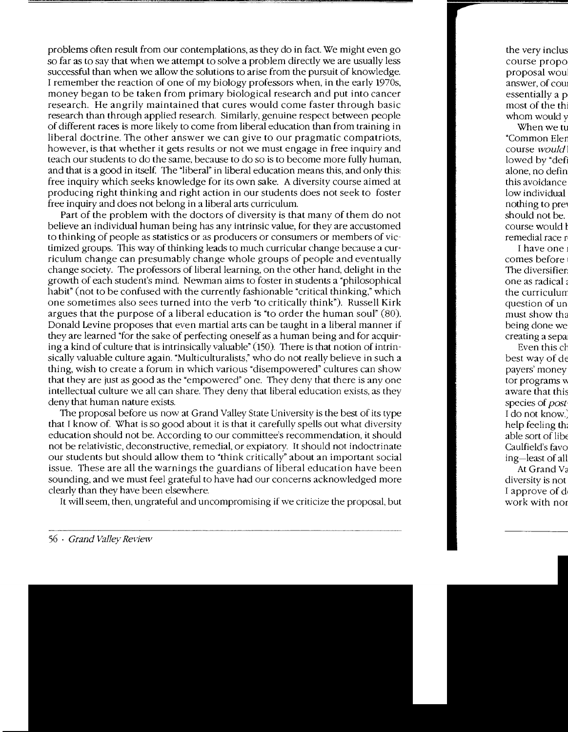problems often result from our contemplations, as they do in fact. We might even go so far as to say that when we attempt to solve a problem directly we are usually less successful than when we allow the solutions to arise from the pursuit of knowledge. I remember the reaction of one of my biology professors when, in the early 1970s, money began to be taken from primary biological research and put into cancer research. He angrily maintained that cures would come faster through basic research than through applied research. Similarly, genuine respect between people of different races is more likely to come from liberal education than from training in liberal doctrine. The other answer we can give to our pragmatic compatriots, however, is that whether it gets results or not we must engage in free inquiry and teach our students to do the same, because to do so is to become more fully human, and that is a good in itself. The "liberal" in liberal education means this, and only this: free inquiry which seeks knowledge for its own sake. A diversity course aimed at producing right thinking and right action in our students does not seek to foster free inquiry and does not belong in a liberal arts curriculum.

Part of the problem with the doctors of diversity is that many of them do not believe an individual human being has any intrinsic value, for they are accustomed to thinking of people as statistics or as producers or consumers or members of victimized groups. This way of thinking leads to much curricular change because a curriculum change can presumably change whole groups of people and eventually change society. The professors of liberal learning, on the other hand, delight in the growth of each student's mind. Newman aims to foster in students a "philosophical habit" (not to be confused with the currently fashionable "critical thinking," which one sometimes also sees turned into the verb "to critically think"). Russell Kirk argues that the purpose of a liberal education is "to order the human soul" (80). Donald Levine proposes that even martial arts can be taught in a liberal manner if they are learned "for the sake of perfecting oneself as a human being and for acquiring a kind of culture that is intrinsically valuable" (150). There is that notion of intrinsically valuable culture again. "Multiculturalists," who do not really believe in such a thing, wish to create a forum in which various "disempowered" cultures can show that they are just as good as the "empowered" one. They deny that there is any one intellectual culture we all can share. They deny that liberal education exists, as they deny that human nature exists.

The proposal before us now at Grand Valley State University is the best of its type that I know of. What is so good about it is that it carefully spells out what diversity education should not be. According to our committee's recommendation, it should not be relativistic, deconstructive, remedial, or expiatory. It should not indoctrinate our students but should allow them to "think critically" about an important social issue. These are all the warnings the guardians of liberal education have been sounding, and we must feel grateful to have had our concerns acknowledged more clearly than they have been elsewhere.

It will seem, then, ungrateful and uncompromising if we criticize the proposal, but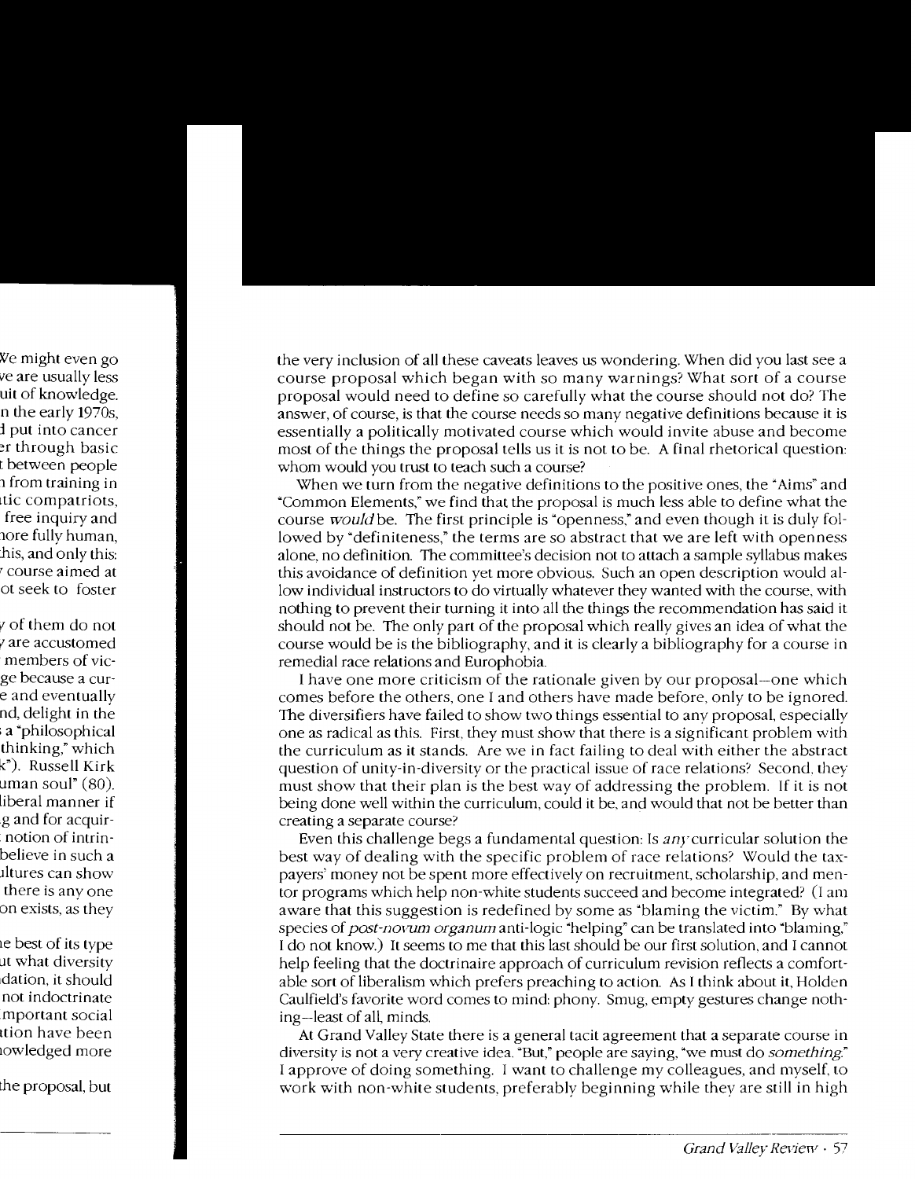the very inclusion of all these caveats leaves us wondering. When did you last see a course proposal which began with so many warnings? What sort of a course proposal would need to define so carefully what the course should not do? The answer, of course, is that the course needs so many negative definitions because it is essentially a politically motivated course which would invite abuse and become most of the things the proposal tells us it is not to be. A final rhetorical question: whom would you trust to teach such a course?

When we turn from the negative definitions to the positive ones, the "Aims" and "Common Elements," we find that the proposal is much less able to define what the course *would* be. The first principle is "openness," and even though it is duly followed by "definiteness," the terms are so abstract that we are left with openness alone, no definition. The committee's decision not to attach a sample syllabus makes this avoidance of definition yet more obvious. Such an open description would allow individual instructors to do virtually whatever they wanted with the course, with nothing to prevent their turning it into all the things the recommendation has said it should not be. The only part of the proposal which really gives an idea of what the course would be is the bibliography, and it is clearly a bibliography for a course in remedial race relations and Europhobia.

I have one more criticism of the rationale given by our proposal—one which comes before the others, one I and others have made before, only to be ignored. The diversifiers have failed to show two things essential to any proposal, especially one as radical as this. First, they must show that there is a significant problem with the curriculum as it stands. Are we in fact failing to deal with either the abstract question of unity-in-diversity or the practical issue of race relations? Second, they must show that their plan is the best way of addressing the problem. If it is not being done well within the curriculum, could it be, and would that not be better than creating a separate course?

Even this challenge begs a fundamental question: Is *any* curricular solution the best way of dealing with the specific problem of race relations? Would the taxpayers' money not be spent more effectively on recruitment, scholarship, and mentor programs which help non-white students succeed and become integrated? (I am aware that this suggestion is redefined by some as "blaming the victim." By what species of *post-novum organum* anti-logic "helping" can be translated into "blaming," I do not know.) It seems to me that this last should be our first solution, and I cannot help feeling that the doctrinaire approach of curriculum revision reflects a comfortable sort of liberalism which prefers preaching to action. As I think about it, Holden Caulfield's favorite word comes to mind: phony. Smug, empty gestures change nothing—least of all, minds.

At Grand Valley State there is a general tacit agreement that a separate course in diversity is not a very creative idea. "But," people are saying, "we must do *something*." I approve of doing something. I want to challenge my colleagues, and myself, to work with non-white students, preferably beginning while they are still in high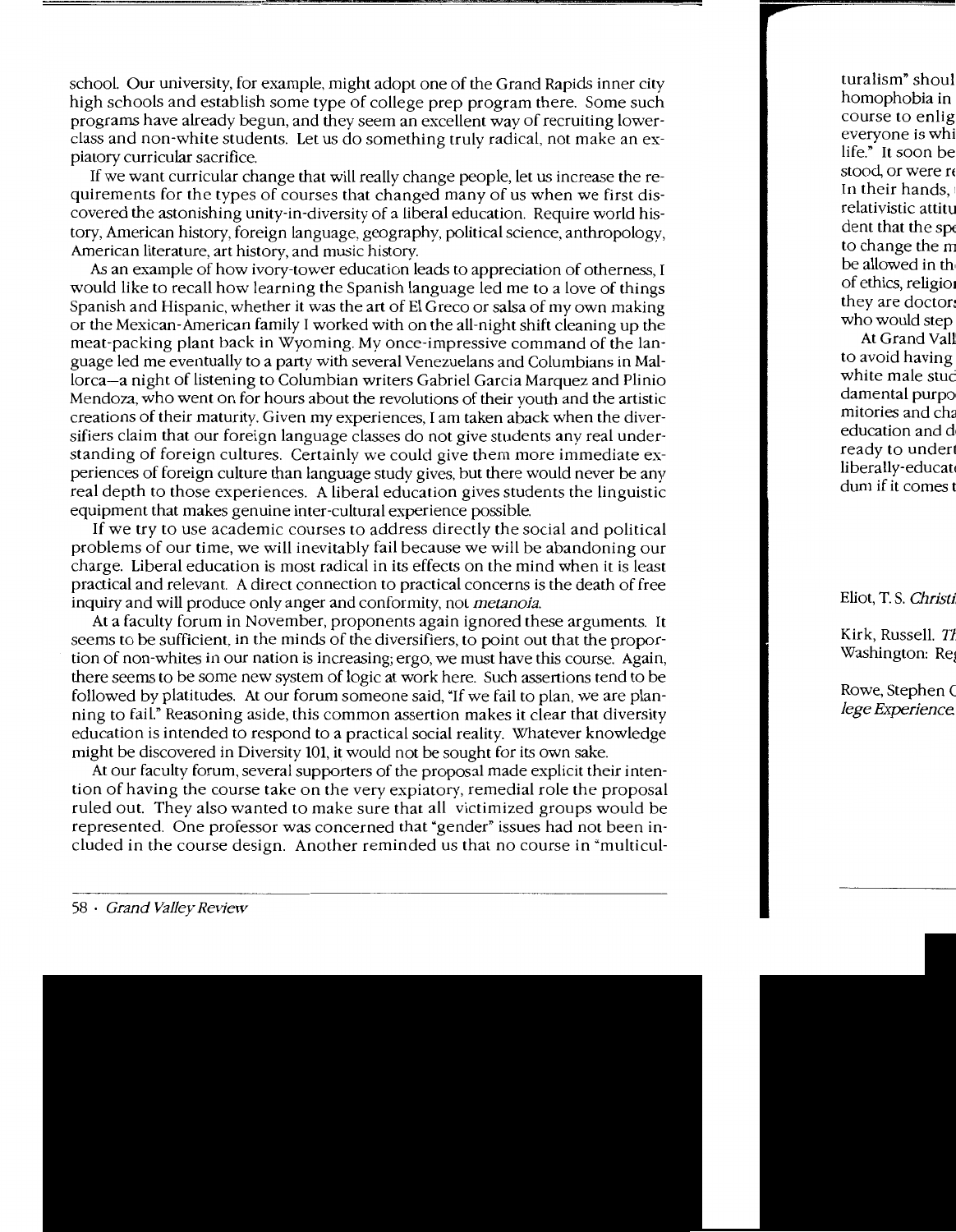school. Our university, for example, might adopt one of the Grand Rapids inner city high schools and establish some type of college prep program there. Some such programs have already begun, and they seem an excellent way of recruiting lower-class and non-white students. Let us do something truly radical, not make an expiatory curricular sacrifice.

If we want curricular change that will really change people, let us increase the requirements for the types of courses that changed many of us when we first discovered the astonishing unity-in-diversity of a liberal education. Require world history, American history, foreign language, geography, political science, anthropology, American literature, art history, and music history.

As an example of how ivory-tower education leads to appreciation of otherness, I would like to recall how learning the Spanish language led me to a love of things Spanish and Hispanic, whether it was the art of El Greco or salsa of my own making or the Mexican-American family I worked with on the all-night shift cleaning up the meat-packing plant back in Wyoming. My once-impressive command of the language led me eventually to a party with several Venezuelans and Columbians in Mallorca—a night of listening to Columbian writers Gabriel Garcia Marquez and Plinio Mendoza, who went on for hours about the revolutions of their youth and the artistic creations of their maturity. Given my experiences, I am taken aback when the diversifiers claim that our foreign language classes do not give students any real understanding of foreign cultures. Certainly we could give them more immediate experiences of foreign culture than language study gives, but there would never be any real depth to those experiences. A liberal education gives students the linguistic equipment that makes genuine inter-cultural experience possible.

If we try to use academic courses to address directly the social and political problems of our time, we will inevitably fail because we will be abandoning our charge. Liberal education is most radical in its effects on the mind when it is least practical and relevant. A direct connection to practical concerns is the death of free inquiry and will produce only anger and conformity, not *metanoia*.

At a faculty forum in November, proponents again ignored these arguments. It seems to be sufficient, in the minds of the diversifiers, to point out that the proportion of non-whites in our nation is increasing; ergo, we must have this course. Again, there seems to be some new system of logic at work here. Such assertions tend to be followed by platitudes. At our forum someone said, "If we fail to plan, we are planning to fail." Reasoning aside, this common assertion makes it clear that diversity education is intended to respond to a practical social reality. Whatever knowledge might be discovered in Diversity 101, it would not be sought for its own sake.

At our faculty forum, several supporters of the proposal made explicit their intention of having the course take on the very expiatory, remedial role the proposal ruled out. They also wanted to make sure that all victimized groups would be represented. One professor was concerned that "gender" issues had not been included in the course design. Another reminded us that no course in "multicul-

turalism" shoul
homophobia in
course to enlig
everyone is whi
life." It soon be
stood, or were r
In their hands,
relativistic attitu
dent that the sp
to change the m
be allowed in th
of ethics, religio
they are doctor
who would step

At Grand Vall
to avoid having
white male stud
damental purpo
mitories and ch
education and d
ready to undert
liberally-educat
dum if it comes t

Eliot, T. S. *Christi*

Kirk, Russell. *Th*
Washington: Re

Rowe, Stephen C
*lege Experience*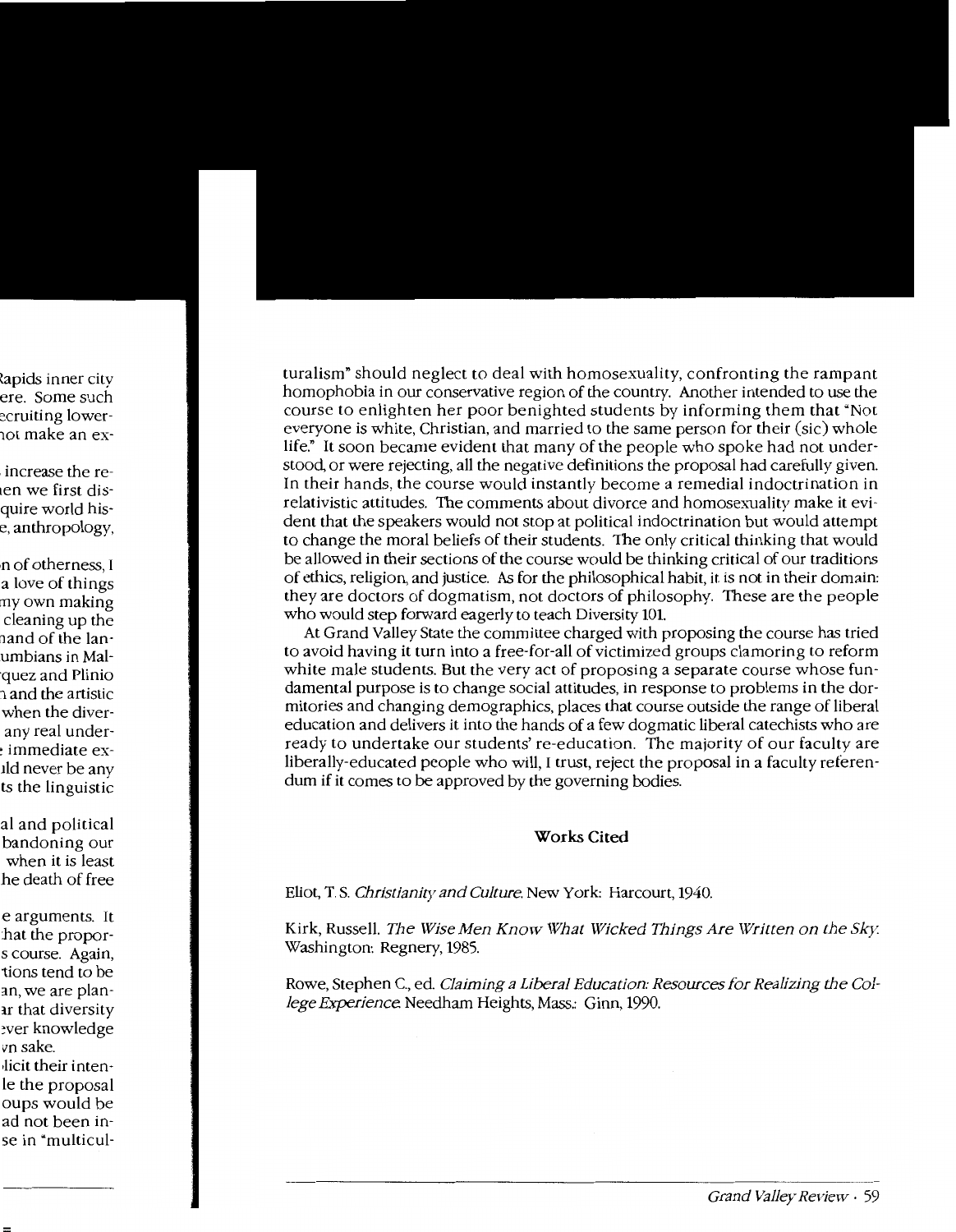turalism" should neglect to deal with homosexuality, confronting the rampant homophobia in our conservative region of the country. Another intended to use the course to enlighten her poor benighted students by informing them that "Not everyone is white, Christian, and married to the same person for their (sic) whole life." It soon became evident that many of the people who spoke had not understood, or were rejecting, all the negative definitions the proposal had carefully given. In their hands, the course would instantly become a remedial indoctrination in relativistic attitudes. The comments about divorce and homosexuality make it evident that the speakers would not stop at political indoctrination but would attempt to change the moral beliefs of their students. The only critical thinking that would be allowed in their sections of the course would be thinking critical of our traditions of ethics, religion, and justice. As for the philosophical habit, it is not in their domain: they are doctors of dogmatism, not doctors of philosophy. These are the people who would step forward eagerly to teach Diversity 101.

At Grand Valley State the committee charged with proposing the course has tried to avoid having it turn into a free-for-all of victimized groups clamoring to reform white male students. But the very act of proposing a separate course whose fundamental purpose is to change social attitudes, in response to problems in the dormitories and changing demographics, places that course outside the range of liberal education and delivers it into the hands of a few dogmatic liberal catechists who are ready to undertake our students' re-education. The majority of our faculty are liberally-educated people who will, I trust, reject the proposal in a faculty referendum if it comes to be approved by the governing bodies.

## Works Cited

Eliot, T. S. *Christianity and Culture.* New York: Harcourt, 1940.

Kirk, Russell. *The Wise Men Know What Wicked Things Are Written on the Sky.* Washington: Regnery, 1985.

Rowe, Stephen C., ed. *Claiming a Liberal Education: Resources for Realizing the College Experience.* Needham Heights, Mass.: Ginn, 1990.